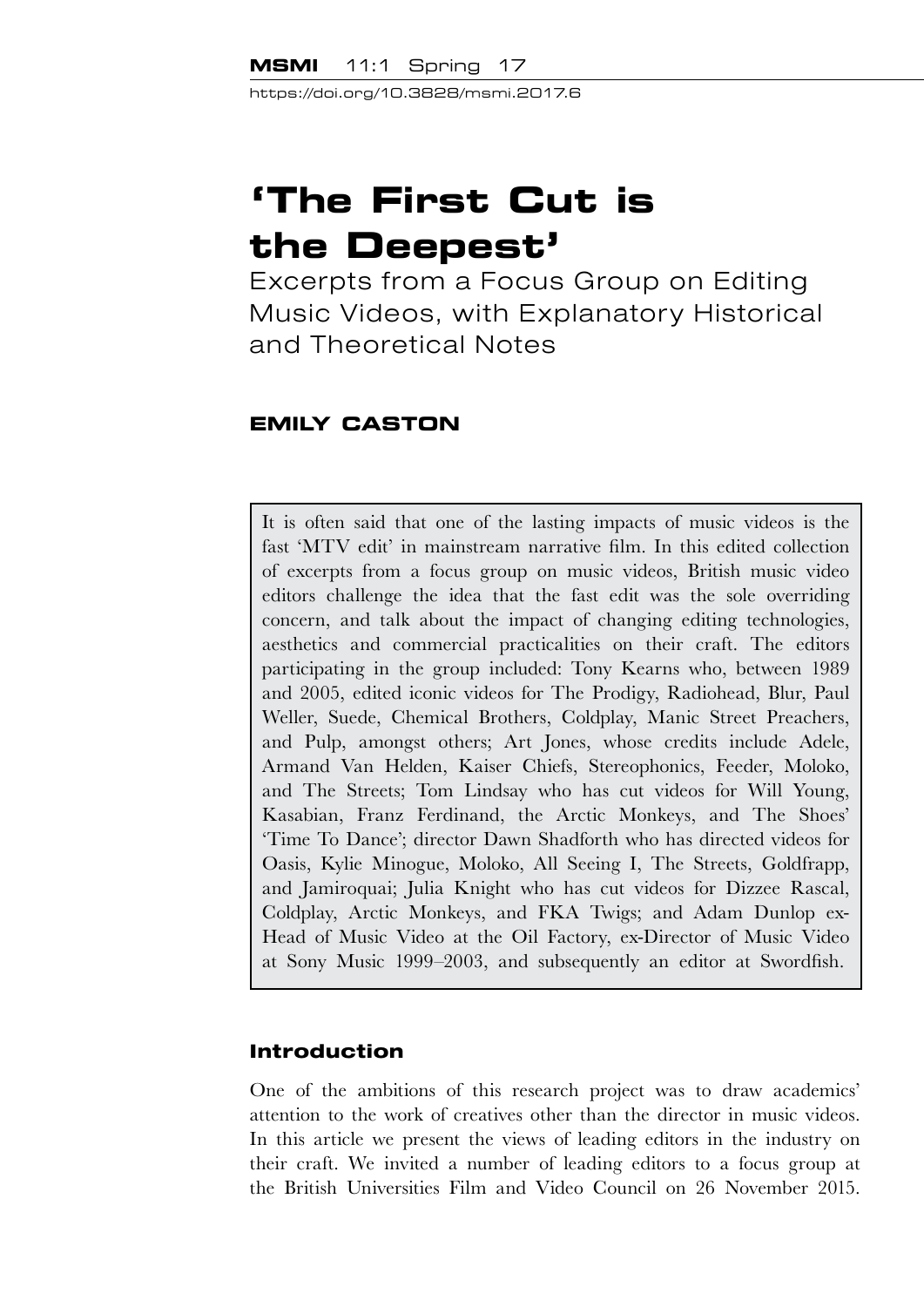# 'The First Cut is the Deepest'

## Excerpts from a Focus Group on Editing Music Videos, with Explanatory Historical and Theoretical Notes

**EMILY CASTON**

It is often said that one of the lasting impacts of music videos is the fast 'MTV edit' in mainstream narrative film. In this edited collection of excerpts from a focus group on music videos, British music video editors challenge the idea that the fast edit was the sole overriding concern, and talk about the impact of changing editing technologies, aesthetics and commercial practicalities on their craft. The editors participating in the group included: Tony Kearns who, between 1989 and 2005, edited iconic videos for The Prodigy, Radiohead, Blur, Paul Weller, Suede, Chemical Brothers, Coldplay, Manic Street Preachers, and Pulp, amongst others; Art Jones, whose credits include Adele, Armand Van Helden, Kaiser Chiefs, Stereophonics, Feeder, Moloko, and The Streets; Tom Lindsay who has cut videos for Will Young, Kasabian, Franz Ferdinand, the Arctic Monkeys, and The Shoes' 'Time To Dance'; director Dawn Shadforth who has directed videos for Oasis, Kylie Minogue, Moloko, All Seeing I, The Streets, Goldfrapp, and Jamiroquai; Julia Knight who has cut videos for Dizzee Rascal, Coldplay, Arctic Monkeys, and FKA Twigs; and Adam Dunlop ex-Head of Music Video at the Oil Factory, ex-Director of Music Video at Sony Music 1999–2003, and subsequently an editor at Swordfish.

### Introduction

One of the ambitions of this research project was to draw academics' attention to the work of creatives other than the director in music videos. In this article we present the views of leading editors in the industry on their craft. We invited a number of leading editors to a focus group at the British Universities Film and Video Council on 26 November 2015.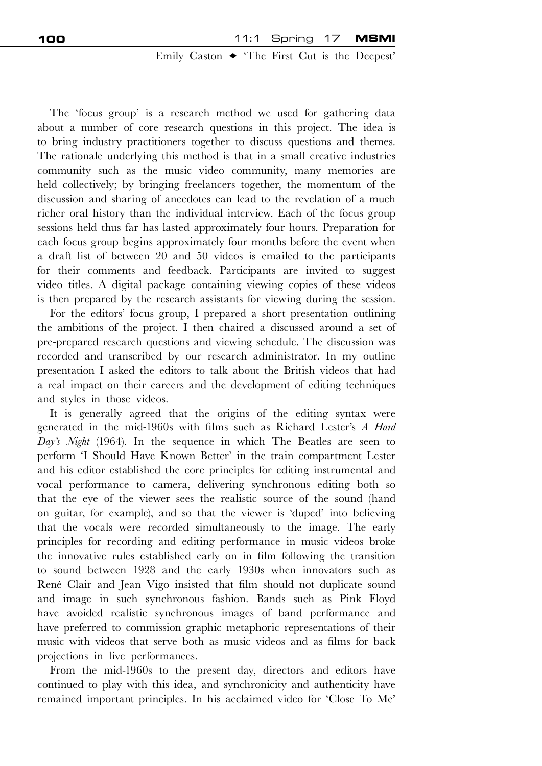The 'focus group' is a research method we used for gathering data about a number of core research questions in this project. The idea is to bring industry practitioners together to discuss questions and themes. The rationale underlying this method is that in a small creative industries community such as the music video community, many memories are held collectively; by bringing freelancers together, the momentum of the discussion and sharing of anecdotes can lead to the revelation of a much richer oral history than the individual interview. Each of the focus group sessions held thus far has lasted approximately four hours. Preparation for each focus group begins approximately four months before the event when a draft list of between 20 and 50 videos is emailed to the participants for their comments and feedback. Participants are invited to suggest video titles. A digital package containing viewing copies of these videos is then prepared by the research assistants for viewing during the session.

For the editors' focus group, I prepared a short presentation outlining the ambitions of the project. I then chaired a discussed around a set of pre-prepared research questions and viewing schedule. The discussion was recorded and transcribed by our research administrator. In my outline presentation I asked the editors to talk about the British videos that had a real impact on their careers and the development of editing techniques and styles in those videos.

It is generally agreed that the origins of the editing syntax were generated in the mid-1960s with films such as Richard Lester's *A Hard Day's Night* (1964). In the sequence in which The Beatles are seen to perform 'I Should Have Known Better' in the train compartment Lester and his editor established the core principles for editing instrumental and vocal performance to camera, delivering synchronous editing both so that the eye of the viewer sees the realistic source of the sound (hand on guitar, for example), and so that the viewer is 'duped' into believing that the vocals were recorded simultaneously to the image. The early principles for recording and editing performance in music videos broke the innovative rules established early on in film following the transition to sound between 1928 and the early 1930s when innovators such as René Clair and Jean Vigo insisted that film should not duplicate sound and image in such synchronous fashion. Bands such as Pink Floyd have avoided realistic synchronous images of band performance and have preferred to commission graphic metaphoric representations of their music with videos that serve both as music videos and as films for back projections in live performances.

From the mid-1960s to the present day, directors and editors have continued to play with this idea, and synchronicity and authenticity have remained important principles. In his acclaimed video for 'Close To Me'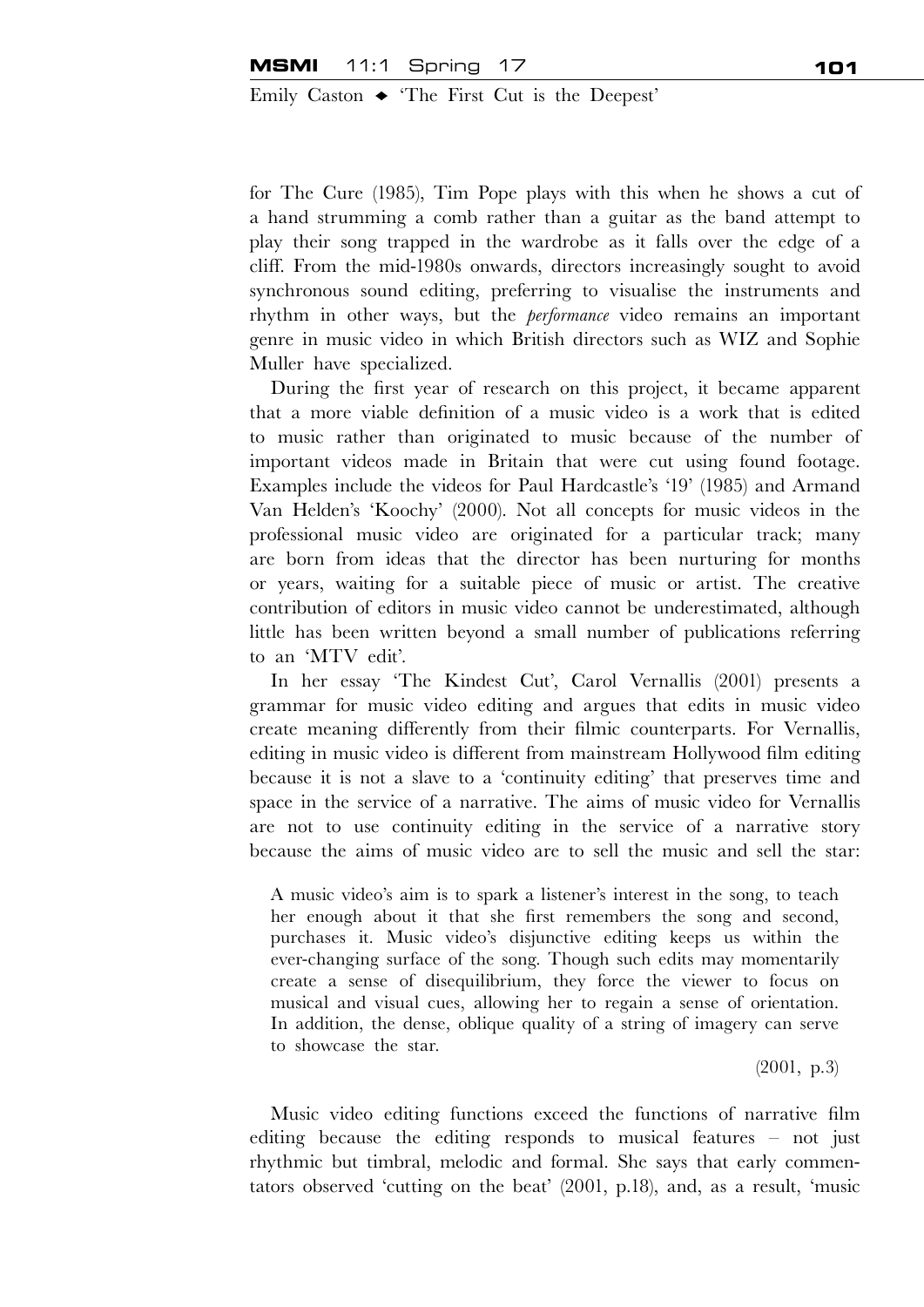for The Cure (1985), Tim Pope plays with this when he shows a cut of a hand strumming a comb rather than a guitar as the band attempt to play their song trapped in the wardrobe as it falls over the edge of a cliff. From the mid-1980s onwards, directors increasingly sought to avoid synchronous sound editing, preferring to visualise the instruments and rhythm in other ways, but the *performance* video remains an important genre in music video in which British directors such as WIZ and Sophie Muller have specialized.

During the first year of research on this project, it became apparent that a more viable definition of a music video is a work that is edited to music rather than originated to music because of the number of important videos made in Britain that were cut using found footage. Examples include the videos for Paul Hardcastle's '19' (1985) and Armand Van Helden's 'Koochy' (2000). Not all concepts for music videos in the professional music video are originated for a particular track; many are born from ideas that the director has been nurturing for months or years, waiting for a suitable piece of music or artist. The creative contribution of editors in music video cannot be underestimated, although little has been written beyond a small number of publications referring to an 'MTV edit'.

In her essay 'The Kindest Cut', Carol Vernallis (2001) presents a grammar for music video editing and argues that edits in music video create meaning differently from their filmic counterparts. For Vernallis, editing in music video is different from mainstream Hollywood film editing because it is not a slave to a 'continuity editing' that preserves time and space in the service of a narrative. The aims of music video for Vernallis are not to use continuity editing in the service of a narrative story because the aims of music video are to sell the music and sell the star:

> A music video's aim is to spark a listener's interest in the song, to teach her enough about it that she first remembers the song and second, purchases it. Music video's disjunctive editing keeps us within the ever-changing surface of the song. Though such edits may momentarily create a sense of disequilibrium, they force the viewer to focus on musical and visual cues, allowing her to regain a sense of orientation. In addition, the dense, oblique quality of a string of imagery can serve to showcase the star.
>
> (2001, p.3)

Music video editing functions exceed the functions of narrative film editing because the editing responds to musical features – not just rhythmic but timbral, melodic and formal. She says that early commentators observed 'cutting on the beat' (2001, p.18), and, as a result, 'music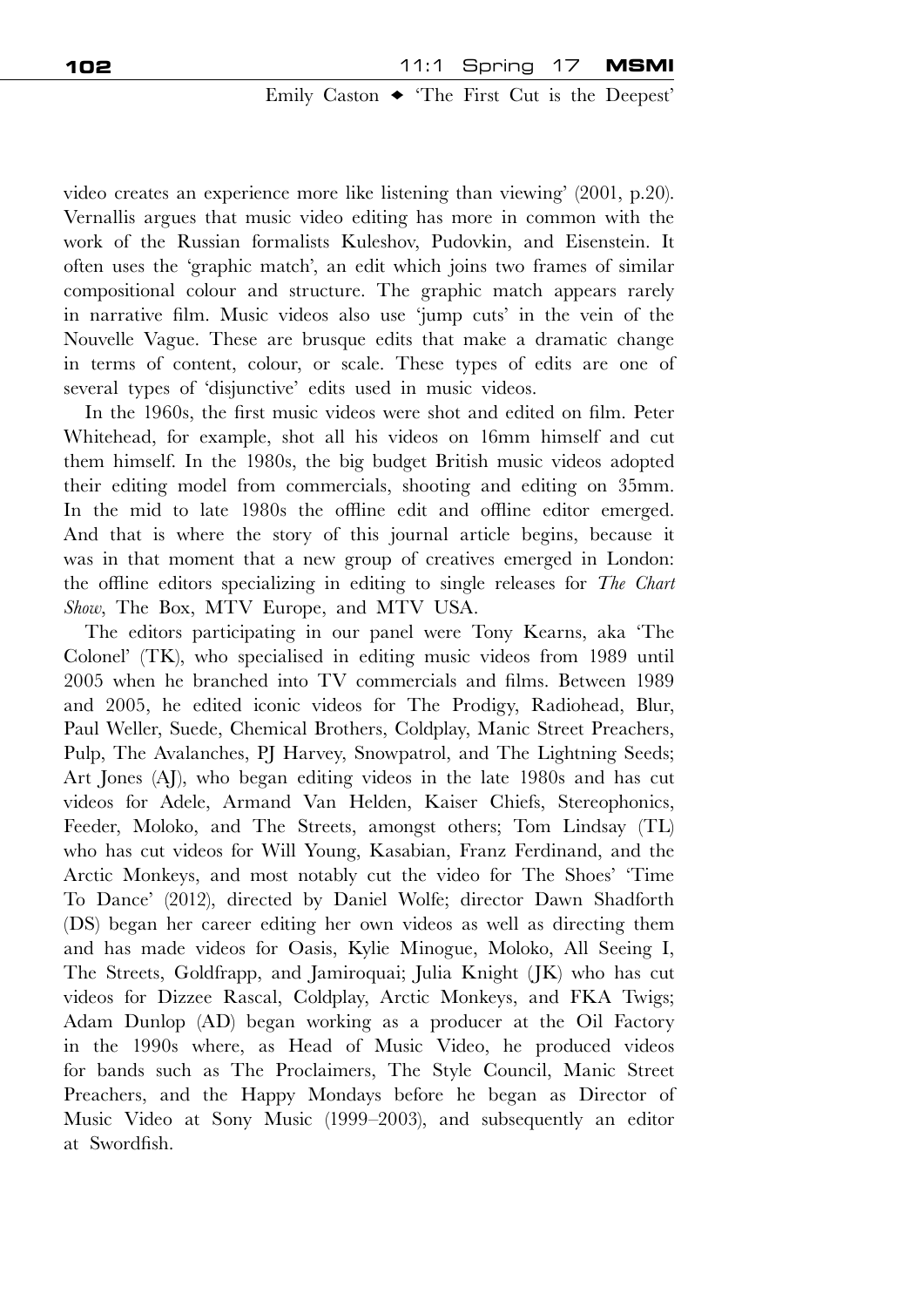video creates an experience more like listening than viewing' (2001, p.20). Vernallis argues that music video editing has more in common with the work of the Russian formalists Kuleshov, Pudovkin, and Eisenstein. It often uses the 'graphic match', an edit which joins two frames of similar compositional colour and structure. The graphic match appears rarely in narrative film. Music videos also use 'jump cuts' in the vein of the Nouvelle Vague. These are brusque edits that make a dramatic change in terms of content, colour, or scale. These types of edits are one of several types of 'disjunctive' edits used in music videos.

In the 1960s, the first music videos were shot and edited on film. Peter Whitehead, for example, shot all his videos on 16mm himself and cut them himself. In the 1980s, the big budget British music videos adopted their editing model from commercials, shooting and editing on 35mm. In the mid to late 1980s the offline edit and offline editor emerged. And that is where the story of this journal article begins, because it was in that moment that a new group of creatives emerged in London: the offline editors specializing in editing to single releases for *The Chart Show*, The Box, MTV Europe, and MTV USA.

The editors participating in our panel were Tony Kearns, aka 'The Colonel' (TK), who specialised in editing music videos from 1989 until 2005 when he branched into TV commercials and films. Between 1989 and 2005, he edited iconic videos for The Prodigy, Radiohead, Blur, Paul Weller, Suede, Chemical Brothers, Coldplay, Manic Street Preachers, Pulp, The Avalanches, PJ Harvey, Snowpatrol, and The Lightning Seeds; Art Jones (AJ), who began editing videos in the late 1980s and has cut videos for Adele, Armand Van Helden, Kaiser Chiefs, Stereophonics, Feeder, Moloko, and The Streets, amongst others; Tom Lindsay (TL) who has cut videos for Will Young, Kasabian, Franz Ferdinand, and the Arctic Monkeys, and most notably cut the video for The Shoes' 'Time To Dance' (2012), directed by Daniel Wolfe; director Dawn Shadforth (DS) began her career editing her own videos as well as directing them and has made videos for Oasis, Kylie Minogue, Moloko, All Seeing I, The Streets, Goldfrapp, and Jamiroquai; Julia Knight (JK) who has cut videos for Dizzee Rascal, Coldplay, Arctic Monkeys, and FKA Twigs; Adam Dunlop (AD) began working as a producer at the Oil Factory in the 1990s where, as Head of Music Video, he produced videos for bands such as The Proclaimers, The Style Council, Manic Street Preachers, and the Happy Mondays before he began as Director of Music Video at Sony Music (1999–2003), and subsequently an editor at Swordfish.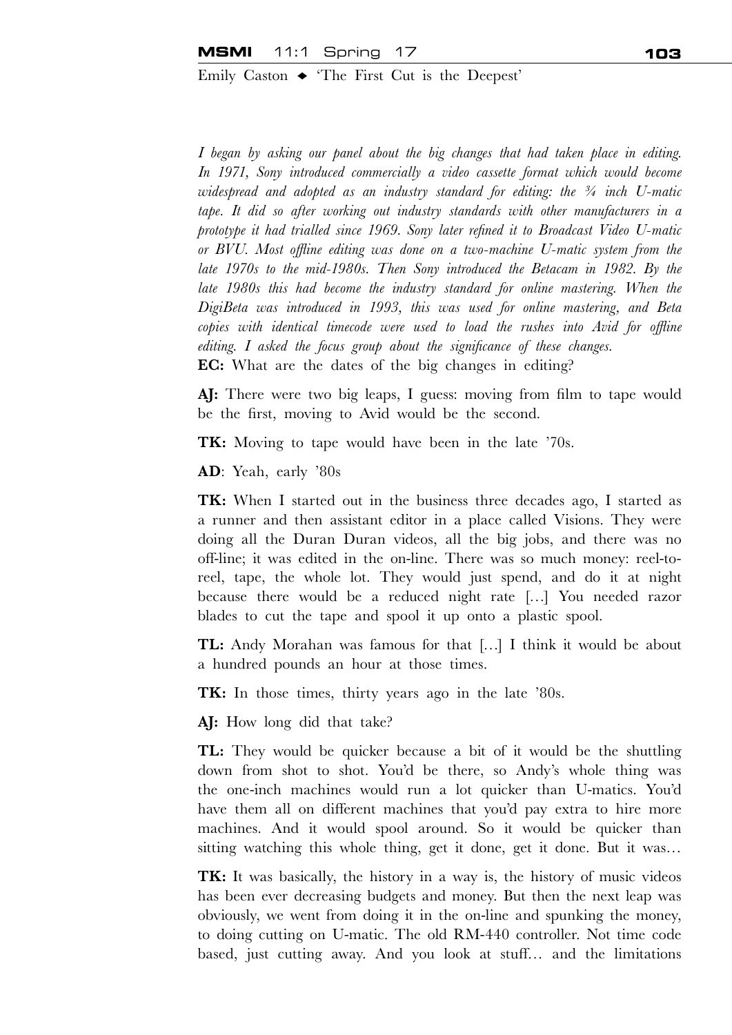*I began by asking our panel about the big changes that had taken place in editing. In 1971, Sony introduced commercially a video cassette format which would become widespread and adopted as an industry standard for editing: the ¾ inch U-matic tape. It did so after working out industry standards with other manufacturers in a prototype it had trialled since 1969. Sony later refined it to Broadcast Video U-matic or BVU. Most offline editing was done on a two-machine U-matic system from the late 1970s to the mid-1980s. Then Sony introduced the Betacam in 1982. By the late 1980s this had become the industry standard for online mastering. When the DigiBeta was introduced in 1993, this was used for online mastering, and Beta copies with identical timecode were used to load the rushes into Avid for offline editing. I asked the focus group about the significance of these changes.*

**EC:** What are the dates of the big changes in editing?

**AJ:** There were two big leaps, I guess: moving from film to tape would be the first, moving to Avid would be the second.

**TK:** Moving to tape would have been in the late '70s.

**AD**: Yeah, early '80s

**TK:** When I started out in the business three decades ago, I started as a runner and then assistant editor in a place called Visions. They were doing all the Duran Duran videos, all the big jobs, and there was no off-line; it was edited in the on-line. There was so much money: reel-to-reel, tape, the whole lot. They would just spend, and do it at night because there would be a reduced night rate […] You needed razor blades to cut the tape and spool it up onto a plastic spool.

**TL:** Andy Morahan was famous for that […] I think it would be about a hundred pounds an hour at those times.

**TK:** In those times, thirty years ago in the late '80s.

**AJ:** How long did that take?

**TL:** They would be quicker because a bit of it would be the shuttling down from shot to shot. You'd be there, so Andy's whole thing was the one-inch machines would run a lot quicker than U-matics. You'd have them all on different machines that you'd pay extra to hire more machines. And it would spool around. So it would be quicker than sitting watching this whole thing, get it done, get it done. But it was…

**TK:** It was basically, the history in a way is, the history of music videos has been ever decreasing budgets and money. But then the next leap was obviously, we went from doing it in the on-line and spunking the money, to doing cutting on U-matic. The old RM-440 controller. Not time code based, just cutting away. And you look at stuff… and the limitations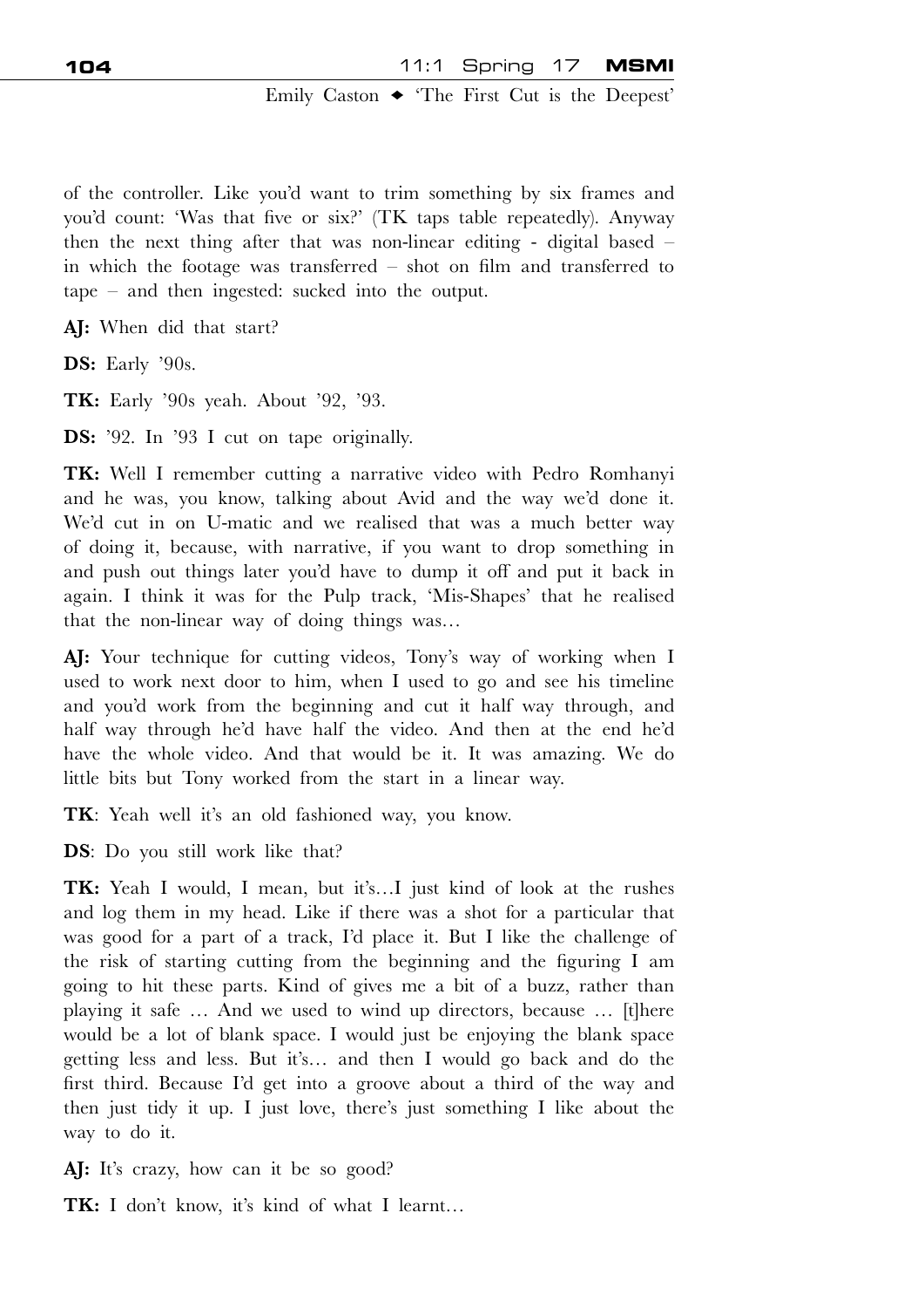of the controller. Like you'd want to trim something by six frames and you'd count: 'Was that five or six?' (TK taps table repeatedly). Anyway then the next thing after that was non-linear editing - digital based – in which the footage was transferred – shot on film and transferred to tape – and then ingested: sucked into the output.

**AJ:** When did that start?

**DS:** Early '90s.

**TK:** Early '90s yeah. About '92, '93.

**DS:** '92. In '93 I cut on tape originally.

**TK:** Well I remember cutting a narrative video with Pedro Romhanyi and he was, you know, talking about Avid and the way we'd done it. We'd cut in on U-matic and we realised that was a much better way of doing it, because, with narrative, if you want to drop something in and push out things later you'd have to dump it off and put it back in again. I think it was for the Pulp track, 'Mis-Shapes' that he realised that the non-linear way of doing things was…

**AJ:** Your technique for cutting videos, Tony's way of working when I used to work next door to him, when I used to go and see his timeline and you'd work from the beginning and cut it half way through, and half way through he'd have half the video. And then at the end he'd have the whole video. And that would be it. It was amazing. We do little bits but Tony worked from the start in a linear way.

**TK**: Yeah well it's an old fashioned way, you know.

**DS**: Do you still work like that?

**TK:** Yeah I would, I mean, but it's…I just kind of look at the rushes and log them in my head. Like if there was a shot for a particular that was good for a part of a track, I'd place it. But I like the challenge of the risk of starting cutting from the beginning and the figuring I am going to hit these parts. Kind of gives me a bit of a buzz, rather than playing it safe … And we used to wind up directors, because … [t]here would be a lot of blank space. I would just be enjoying the blank space getting less and less. But it's… and then I would go back and do the first third. Because I'd get into a groove about a third of the way and then just tidy it up. I just love, there's just something I like about the way to do it.

**AJ:** It's crazy, how can it be so good?

**TK:** I don't know, it's kind of what I learnt…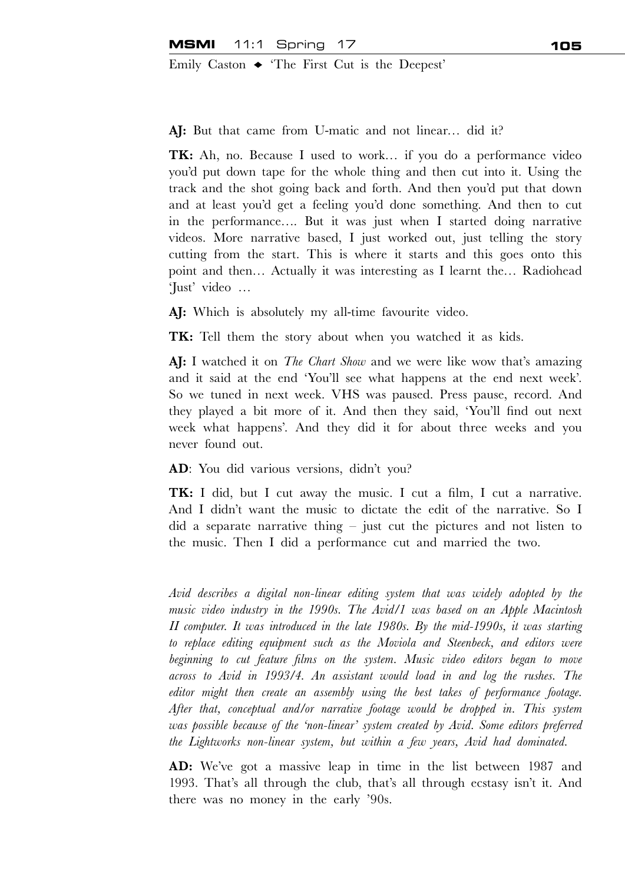**AJ:** But that came from U-matic and not linear… did it?

**TK:** Ah, no. Because I used to work… if you do a performance video you'd put down tape for the whole thing and then cut into it. Using the track and the shot going back and forth. And then you'd put that down and at least you'd get a feeling you'd done something. And then to cut in the performance…. But it was just when I started doing narrative videos. More narrative based, I just worked out, just telling the story cutting from the start. This is where it starts and this goes onto this point and then… Actually it was interesting as I learnt the… Radiohead 'Just' video …

**AJ:** Which is absolutely my all-time favourite video.

**TK:** Tell them the story about when you watched it as kids.

**AJ:** I watched it on *The Chart Show* and we were like wow that's amazing and it said at the end 'You'll see what happens at the end next week'. So we tuned in next week. VHS was paused. Press pause, record. And they played a bit more of it. And then they said, 'You'll find out next week what happens'. And they did it for about three weeks and you never found out.

**AD**: You did various versions, didn't you?

**TK:** I did, but I cut away the music. I cut a film, I cut a narrative. And I didn't want the music to dictate the edit of the narrative. So I did a separate narrative thing – just cut the pictures and not listen to the music. Then I did a performance cut and married the two.

*Avid describes a digital non-linear editing system that was widely adopted by the music video industry in the 1990s. The Avid/1 was based on an Apple Macintosh II computer. It was introduced in the late 1980s. By the mid-1990s, it was starting to replace editing equipment such as the Moviola and Steenbeck, and editors were beginning to cut feature films on the system. Music video editors began to move across to Avid in 1993/4. An assistant would load in and log the rushes. The editor might then create an assembly using the best takes of performance footage. After that, conceptual and/or narrative footage would be dropped in. This system was possible because of the 'non-linear' system created by Avid. Some editors preferred the Lightworks non-linear system, but within a few years, Avid had dominated.*

**AD:** We've got a massive leap in time in the list between 1987 and 1993. That's all through the club, that's all through ecstasy isn't it. And there was no money in the early '90s.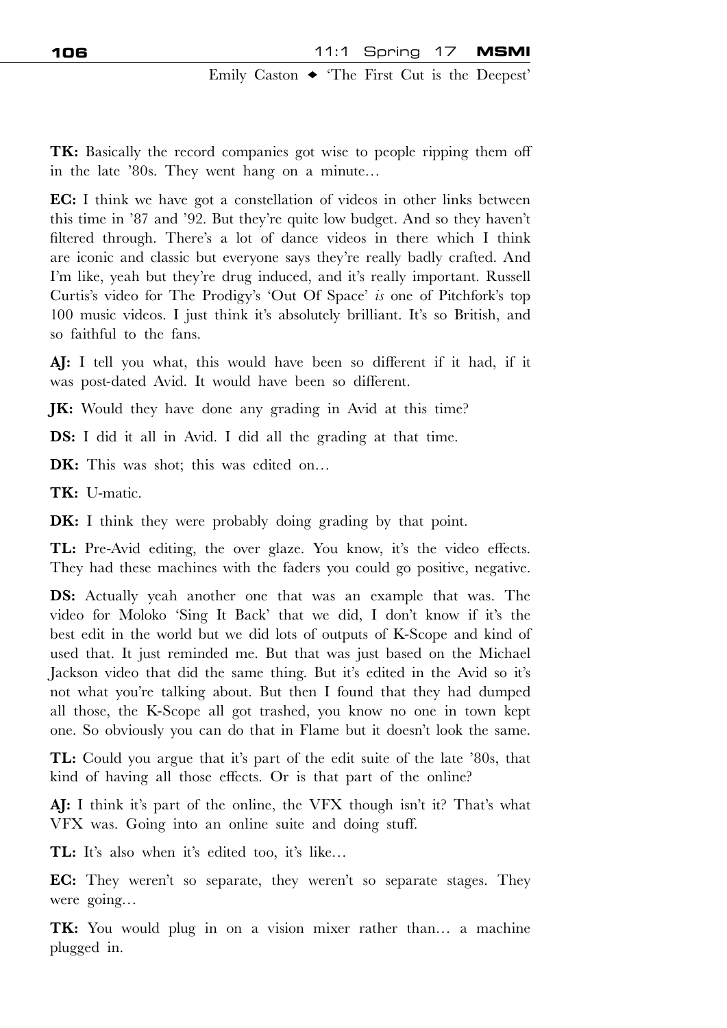**TK:** Basically the record companies got wise to people ripping them off in the late '80s. They went hang on a minute…

**EC:** I think we have got a constellation of videos in other links between this time in '87 and '92. But they're quite low budget. And so they haven't filtered through. There's a lot of dance videos in there which I think are iconic and classic but everyone says they're really badly crafted. And I'm like, yeah but they're drug induced, and it's really important. Russell Curtis's video for The Prodigy's 'Out Of Space' *is* one of Pitchfork's top 100 music videos. I just think it's absolutely brilliant. It's so British, and so faithful to the fans.

**AJ:** I tell you what, this would have been so different if it had, if it was post-dated Avid. It would have been so different.

**JK:** Would they have done any grading in Avid at this time?

**DS:** I did it all in Avid. I did all the grading at that time.

**DK:** This was shot; this was edited on…

**TK:** U-matic.

**DK:** I think they were probably doing grading by that point.

**TL:** Pre-Avid editing, the over glaze. You know, it's the video effects. They had these machines with the faders you could go positive, negative.

**DS:** Actually yeah another one that was an example that was. The video for Moloko 'Sing It Back' that we did, I don't know if it's the best edit in the world but we did lots of outputs of K-Scope and kind of used that. It just reminded me. But that was just based on the Michael Jackson video that did the same thing. But it's edited in the Avid so it's not what you're talking about. But then I found that they had dumped all those, the K-Scope all got trashed, you know no one in town kept one. So obviously you can do that in Flame but it doesn't look the same.

**TL:** Could you argue that it's part of the edit suite of the late '80s, that kind of having all those effects. Or is that part of the online?

**AJ:** I think it's part of the online, the VFX though isn't it? That's what VFX was. Going into an online suite and doing stuff.

**TL:** It's also when it's edited too, it's like…

**EC:** They weren't so separate, they weren't so separate stages. They were going…

**TK:** You would plug in on a vision mixer rather than… a machine plugged in.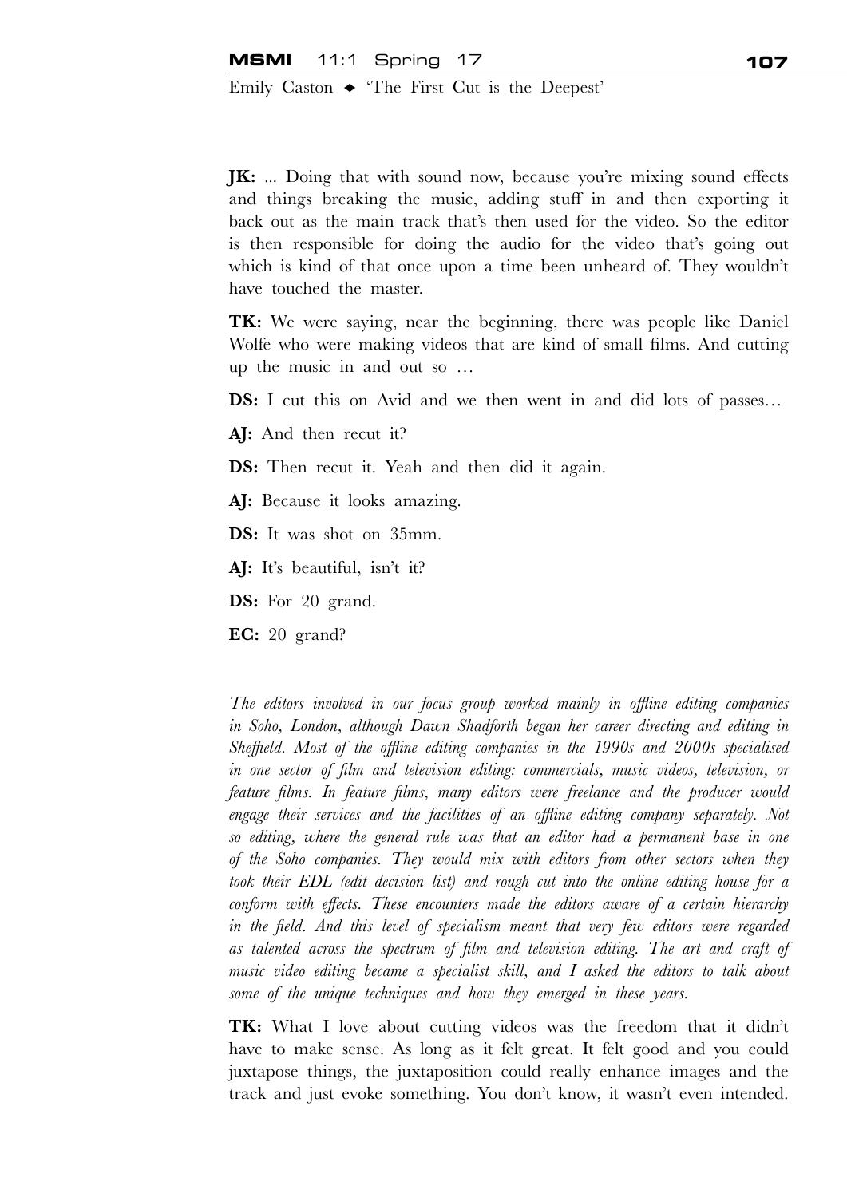**JK:** ... Doing that with sound now, because you're mixing sound effects and things breaking the music, adding stuff in and then exporting it back out as the main track that's then used for the video. So the editor is then responsible for doing the audio for the video that's going out which is kind of that once upon a time been unheard of. They wouldn't have touched the master.

**TK:** We were saying, near the beginning, there was people like Daniel Wolfe who were making videos that are kind of small films. And cutting up the music in and out so …

**DS:** I cut this on Avid and we then went in and did lots of passes…

**AJ:** And then recut it?

**DS:** Then recut it. Yeah and then did it again.

**AJ:** Because it looks amazing.

**DS:** It was shot on 35mm.

**AJ:** It's beautiful, isn't it?

**DS:** For 20 grand.

**EC:** 20 grand?

*The editors involved in our focus group worked mainly in offline editing companies in Soho, London, although Dawn Shadforth began her career directing and editing in Sheffield. Most of the offline editing companies in the 1990s and 2000s specialised in one sector of film and television editing: commercials, music videos, television, or feature films. In feature films, many editors were freelance and the producer would engage their services and the facilities of an offline editing company separately. Not so editing, where the general rule was that an editor had a permanent base in one of the Soho companies. They would mix with editors from other sectors when they took their EDL (edit decision list) and rough cut into the online editing house for a conform with effects. These encounters made the editors aware of a certain hierarchy in the field. And this level of specialism meant that very few editors were regarded as talented across the spectrum of film and television editing. The art and craft of music video editing became a specialist skill, and I asked the editors to talk about some of the unique techniques and how they emerged in these years.*

**TK:** What I love about cutting videos was the freedom that it didn't have to make sense. As long as it felt great. It felt good and you could juxtapose things, the juxtaposition could really enhance images and the track and just evoke something. You don't know, it wasn't even intended.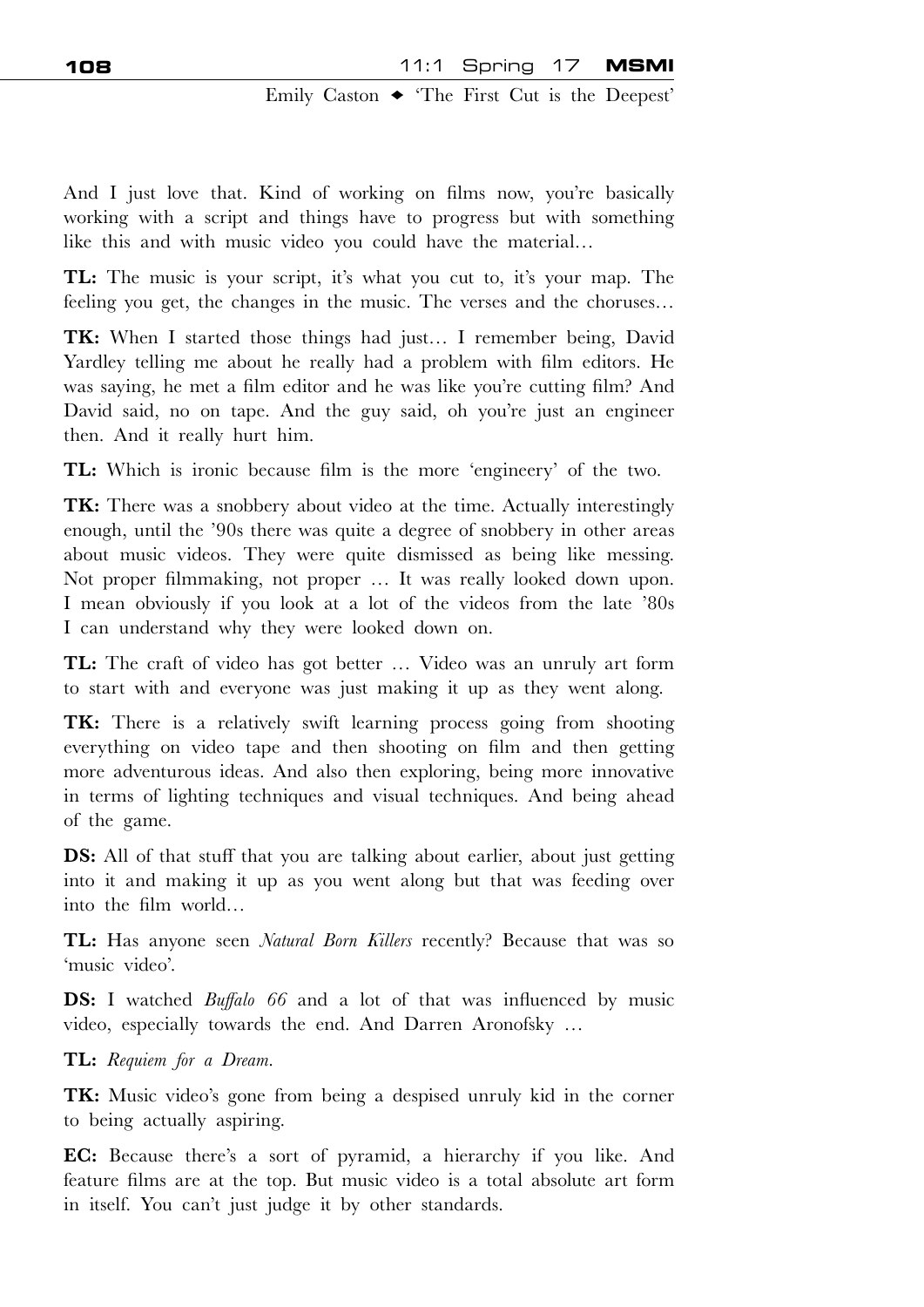And I just love that. Kind of working on films now, you're basically working with a script and things have to progress but with something like this and with music video you could have the material…

**TL:** The music is your script, it's what you cut to, it's your map. The feeling you get, the changes in the music. The verses and the choruses…

**TK:** When I started those things had just… I remember being, David Yardley telling me about he really had a problem with film editors. He was saying, he met a film editor and he was like you're cutting film? And David said, no on tape. And the guy said, oh you're just an engineer then. And it really hurt him.

**TL:** Which is ironic because film is the more 'engineery' of the two.

**TK:** There was a snobbery about video at the time. Actually interestingly enough, until the '90s there was quite a degree of snobbery in other areas about music videos. They were quite dismissed as being like messing. Not proper filmmaking, not proper … It was really looked down upon. I mean obviously if you look at a lot of the videos from the late '80s I can understand why they were looked down on.

**TL:** The craft of video has got better … Video was an unruly art form to start with and everyone was just making it up as they went along.

**TK:** There is a relatively swift learning process going from shooting everything on video tape and then shooting on film and then getting more adventurous ideas. And also then exploring, being more innovative in terms of lighting techniques and visual techniques. And being ahead of the game.

**DS:** All of that stuff that you are talking about earlier, about just getting into it and making it up as you went along but that was feeding over into the film world…

**TL:** Has anyone seen *Natural Born Killers* recently? Because that was so 'music video'.

**DS:** I watched *Buffalo 66* and a lot of that was influenced by music video, especially towards the end. And Darren Aronofsky …

**TL:** *Requiem for a Dream*.

**TK:** Music video's gone from being a despised unruly kid in the corner to being actually aspiring.

**EC:** Because there's a sort of pyramid, a hierarchy if you like. And feature films are at the top. But music video is a total absolute art form in itself. You can't just judge it by other standards.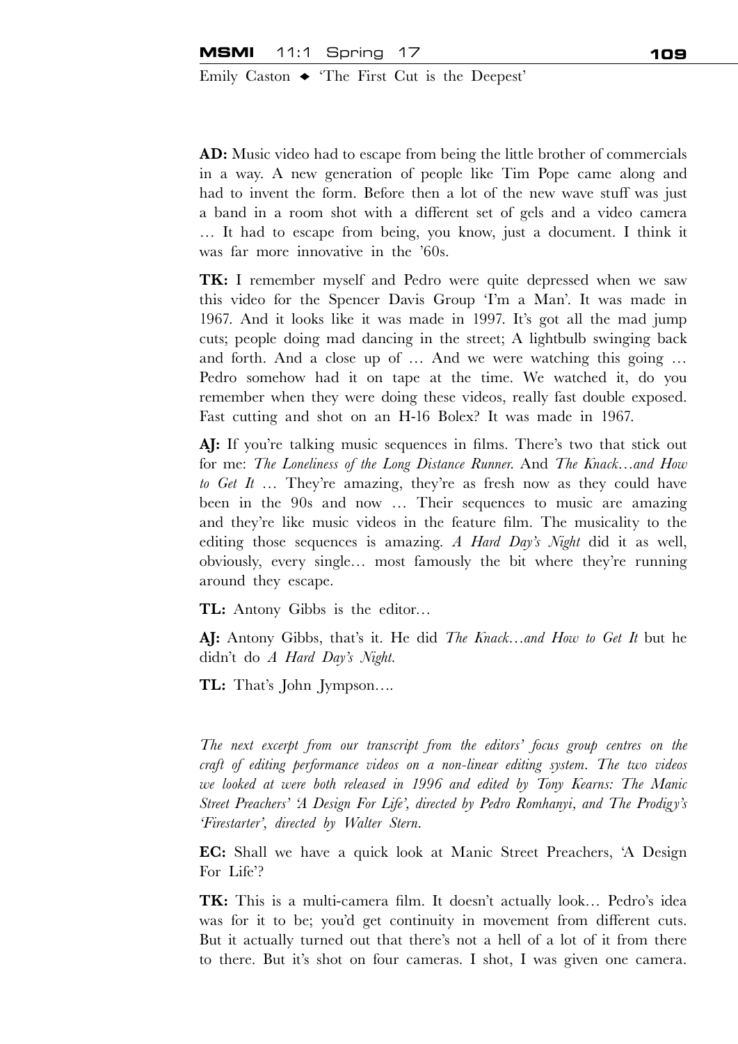**AD:** Music video had to escape from being the little brother of commercials in a way. A new generation of people like Tim Pope came along and had to invent the form. Before then a lot of the new wave stuff was just a band in a room shot with a different set of gels and a video camera … It had to escape from being, you know, just a document. I think it was far more innovative in the '60s.

**TK:** I remember myself and Pedro were quite depressed when we saw this video for the Spencer Davis Group 'I'm a Man'. It was made in 1967. And it looks like it was made in 1997. It's got all the mad jump cuts; people doing mad dancing in the street; A lightbulb swinging back and forth. And a close up of … And we were watching this going … Pedro somehow had it on tape at the time. We watched it, do you remember when they were doing these videos, really fast double exposed. Fast cutting and shot on an H-16 Bolex? It was made in 1967.

**AJ:** If you're talking music sequences in films. There's two that stick out for me: *The Loneliness of the Long Distance Runner*. And *The Knack…and How to Get It* … They're amazing, they're as fresh now as they could have been in the 90s and now … Their sequences to music are amazing and they're like music videos in the feature film. The musicality to the editing those sequences is amazing. *A Hard Day's Night* did it as well, obviously, every single… most famously the bit where they're running around they escape.

**TL:** Antony Gibbs is the editor…

**AJ:** Antony Gibbs, that's it. He did *The Knack…and How to Get It* but he didn't do *A Hard Day's Night*.

**TL:** That's John Jympson….

*The next excerpt from our transcript from the editors' focus group centres on the craft of editing performance videos on a non-linear editing system. The two videos we looked at were both released in 1996 and edited by Tony Kearns: The Manic Street Preachers' 'A Design For Life', directed by Pedro Romhanyi, and The Prodigy's 'Firestarter', directed by Walter Stern.*

**EC:** Shall we have a quick look at Manic Street Preachers, 'A Design For Life'?

**TK:** This is a multi-camera film. It doesn't actually look… Pedro's idea was for it to be; you'd get continuity in movement from different cuts. But it actually turned out that there's not a hell of a lot of it from there to there. But it's shot on four cameras. I shot, I was given one camera.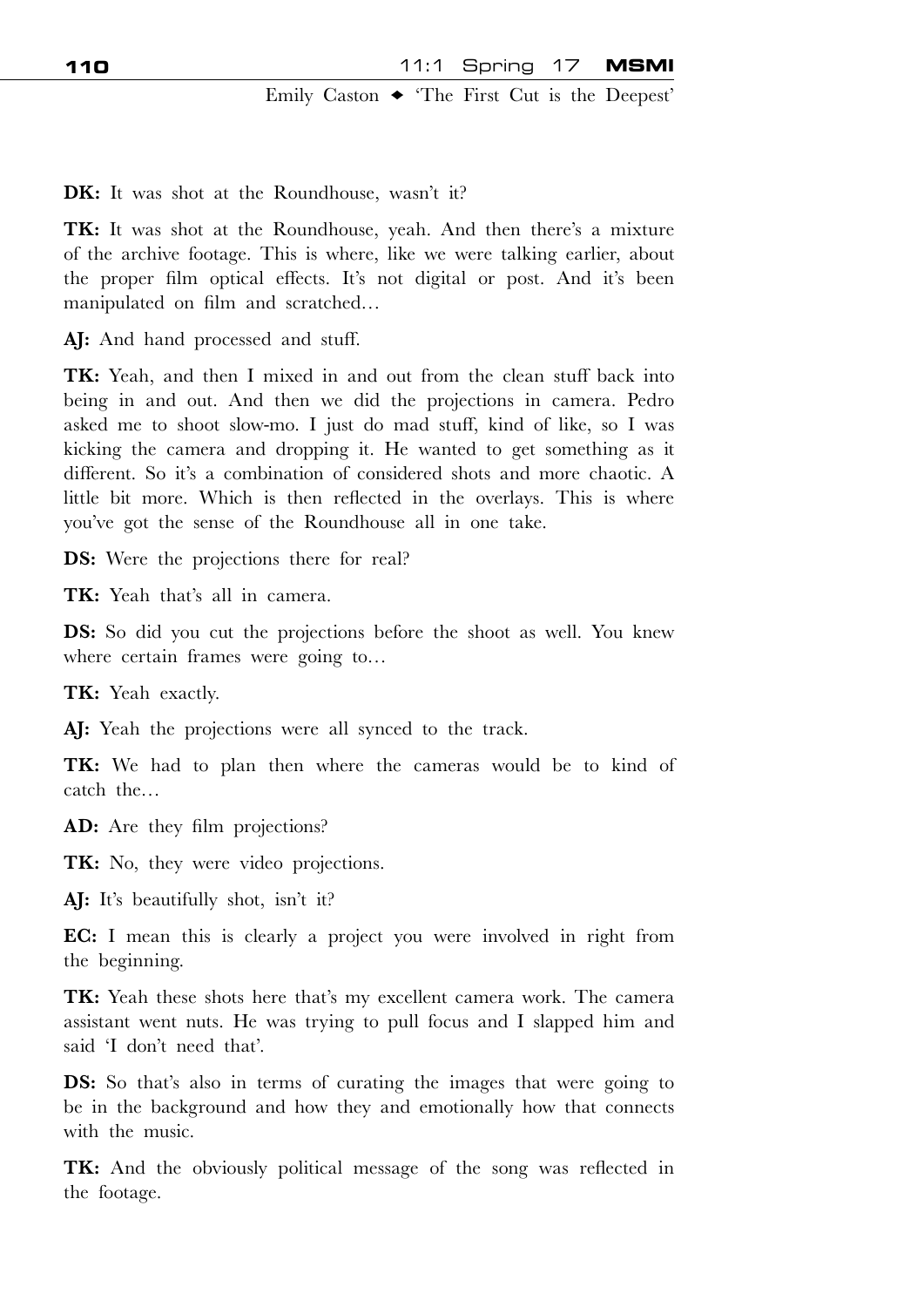**DK:** It was shot at the Roundhouse, wasn't it?

**TK:** It was shot at the Roundhouse, yeah. And then there's a mixture of the archive footage. This is where, like we were talking earlier, about the proper film optical effects. It's not digital or post. And it's been manipulated on film and scratched…

**AJ:** And hand processed and stuff.

**TK:** Yeah, and then I mixed in and out from the clean stuff back into being in and out. And then we did the projections in camera. Pedro asked me to shoot slow-mo. I just do mad stuff, kind of like, so I was kicking the camera and dropping it. He wanted to get something as it different. So it's a combination of considered shots and more chaotic. A little bit more. Which is then reflected in the overlays. This is where you've got the sense of the Roundhouse all in one take.

**DS:** Were the projections there for real?

**TK:** Yeah that's all in camera.

**DS:** So did you cut the projections before the shoot as well. You knew where certain frames were going to…

**TK:** Yeah exactly.

**AJ:** Yeah the projections were all synced to the track.

**TK:** We had to plan then where the cameras would be to kind of catch the…

**AD:** Are they film projections?

**TK:** No, they were video projections.

**AJ:** It's beautifully shot, isn't it?

**EC:** I mean this is clearly a project you were involved in right from the beginning.

**TK:** Yeah these shots here that's my excellent camera work. The camera assistant went nuts. He was trying to pull focus and I slapped him and said 'I don't need that'.

**DS:** So that's also in terms of curating the images that were going to be in the background and how they and emotionally how that connects with the music.

**TK:** And the obviously political message of the song was reflected in the footage.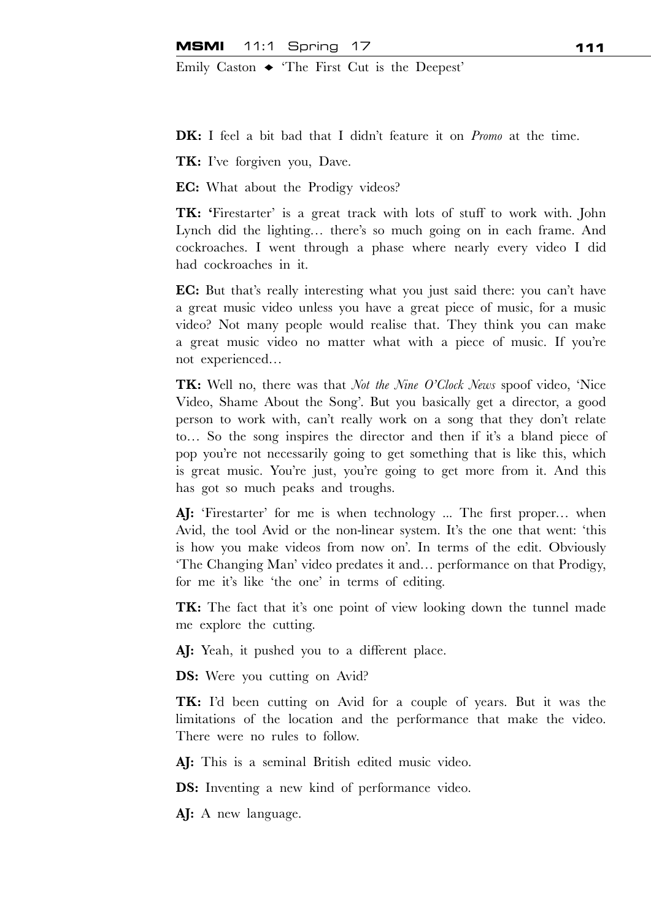**DK:** I feel a bit bad that I didn't feature it on *Promo* at the time.

**TK:** I've forgiven you, Dave.

**EC:** What about the Prodigy videos?

**TK:** 'Firestarter' is a great track with lots of stuff to work with. John Lynch did the lighting… there's so much going on in each frame. And cockroaches. I went through a phase where nearly every video I did had cockroaches in it.

**EC:** But that's really interesting what you just said there: you can't have a great music video unless you have a great piece of music, for a music video? Not many people would realise that. They think you can make a great music video no matter what with a piece of music. If you're not experienced…

**TK:** Well no, there was that *Not the Nine O'Clock News* spoof video, 'Nice Video, Shame About the Song'. But you basically get a director, a good person to work with, can't really work on a song that they don't relate to… So the song inspires the director and then if it's a bland piece of pop you're not necessarily going to get something that is like this, which is great music. You're just, you're going to get more from it. And this has got so much peaks and troughs.

**AJ:** 'Firestarter' for me is when technology ... The first proper… when Avid, the tool Avid or the non-linear system. It's the one that went: 'this is how you make videos from now on'. In terms of the edit. Obviously 'The Changing Man' video predates it and… performance on that Prodigy, for me it's like 'the one' in terms of editing.

**TK:** The fact that it's one point of view looking down the tunnel made me explore the cutting.

**AJ:** Yeah, it pushed you to a different place.

**DS:** Were you cutting on Avid?

**TK:** I'd been cutting on Avid for a couple of years. But it was the limitations of the location and the performance that make the video. There were no rules to follow.

**AJ:** This is a seminal British edited music video.

**DS:** Inventing a new kind of performance video.

**AJ:** A new language.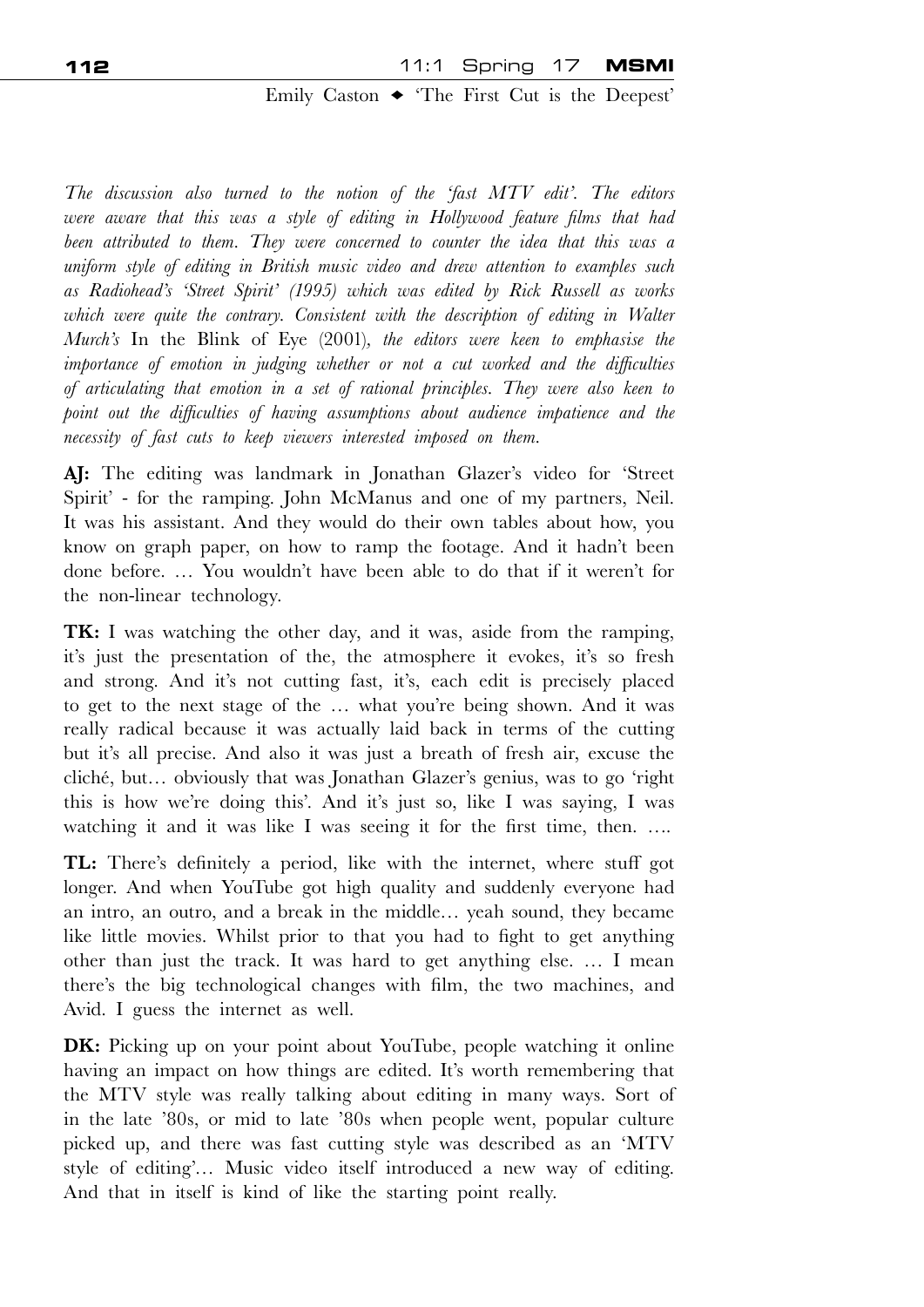*The discussion also turned to the notion of the 'fast MTV edit'. The editors were aware that this was a style of editing in Hollywood feature films that had been attributed to them. They were concerned to counter the idea that this was a uniform style of editing in British music video and drew attention to examples such as Radiohead's 'Street Spirit' (1995) which was edited by Rick Russell as works which were quite the contrary. Consistent with the description of editing in Walter Murch's* In the Blink of Eye *(2001), the editors were keen to emphasise the importance of emotion in judging whether or not a cut worked and the difficulties of articulating that emotion in a set of rational principles. They were also keen to point out the difficulties of having assumptions about audience impatience and the necessity of fast cuts to keep viewers interested imposed on them.*

**AJ:** The editing was landmark in Jonathan Glazer's video for 'Street Spirit' - for the ramping. John McManus and one of my partners, Neil. It was his assistant. And they would do their own tables about how, you know on graph paper, on how to ramp the footage. And it hadn't been done before. … You wouldn't have been able to do that if it weren't for the non-linear technology.

**TK:** I was watching the other day, and it was, aside from the ramping, it's just the presentation of the, the atmosphere it evokes, it's so fresh and strong. And it's not cutting fast, it's, each edit is precisely placed to get to the next stage of the … what you're being shown. And it was really radical because it was actually laid back in terms of the cutting but it's all precise. And also it was just a breath of fresh air, excuse the cliché, but… obviously that was Jonathan Glazer's genius, was to go 'right this is how we're doing this'. And it's just so, like I was saying, I was watching it and it was like I was seeing it for the first time, then. ….

**TL:** There's definitely a period, like with the internet, where stuff got longer. And when YouTube got high quality and suddenly everyone had an intro, an outro, and a break in the middle… yeah sound, they became like little movies. Whilst prior to that you had to fight to get anything other than just the track. It was hard to get anything else. … I mean there's the big technological changes with film, the two machines, and Avid. I guess the internet as well.

**DK:** Picking up on your point about YouTube, people watching it online having an impact on how things are edited. It's worth remembering that the MTV style was really talking about editing in many ways. Sort of in the late '80s, or mid to late '80s when people went, popular culture picked up, and there was fast cutting style was described as an 'MTV style of editing'… Music video itself introduced a new way of editing. And that in itself is kind of like the starting point really.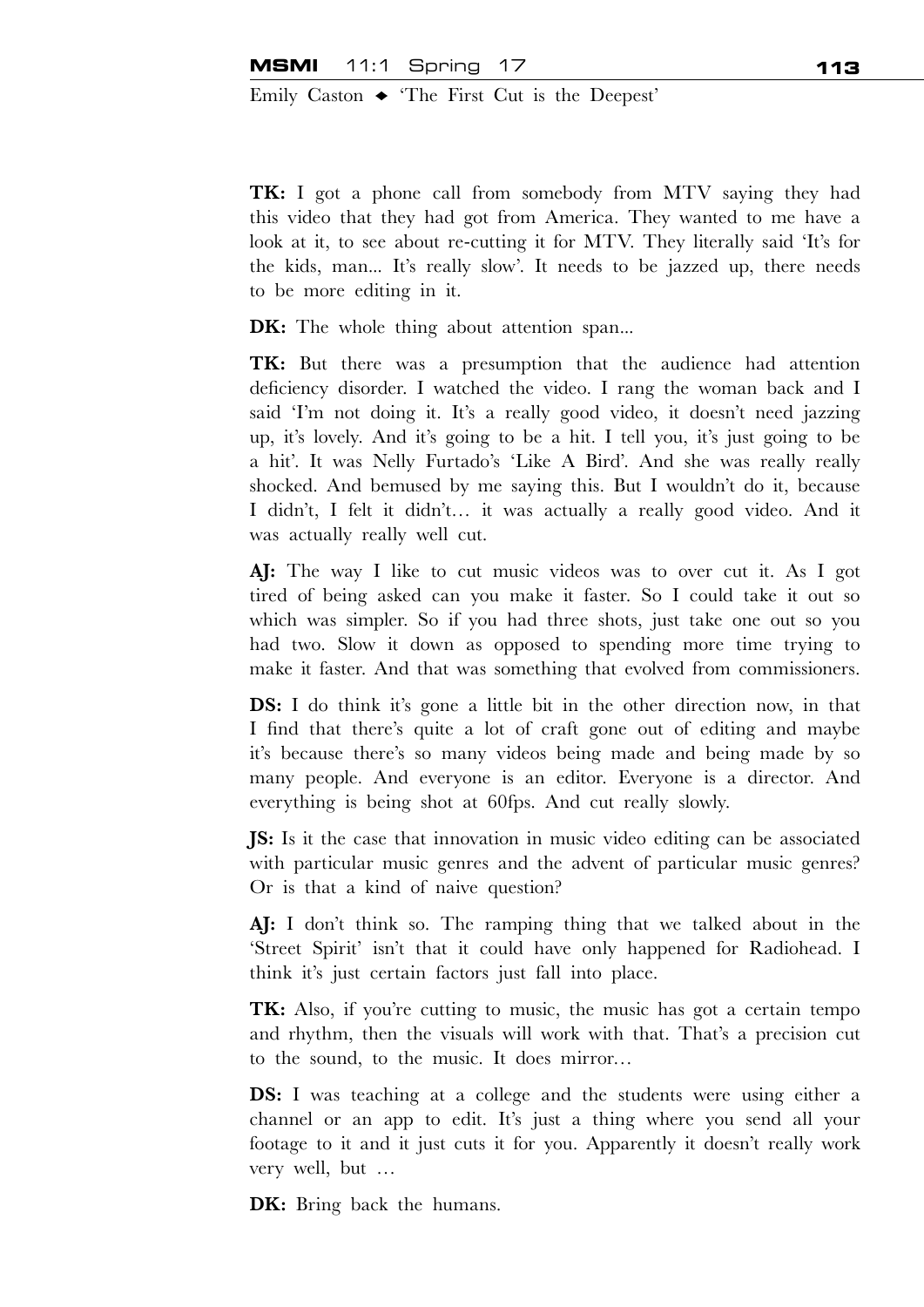**TK:** I got a phone call from somebody from MTV saying they had this video that they had got from America. They wanted to me have a look at it, to see about re-cutting it for MTV. They literally said 'It's for the kids, man... It's really slow'. It needs to be jazzed up, there needs to be more editing in it.

**DK:** The whole thing about attention span...

**TK:** But there was a presumption that the audience had attention deficiency disorder. I watched the video. I rang the woman back and I said 'I'm not doing it. It's a really good video, it doesn't need jazzing up, it's lovely. And it's going to be a hit. I tell you, it's just going to be a hit'. It was Nelly Furtado's 'Like A Bird'. And she was really really shocked. And bemused by me saying this. But I wouldn't do it, because I didn't, I felt it didn't… it was actually a really good video. And it was actually really well cut.

**AJ:** The way I like to cut music videos was to over cut it. As I got tired of being asked can you make it faster. So I could take it out so which was simpler. So if you had three shots, just take one out so you had two. Slow it down as opposed to spending more time trying to make it faster. And that was something that evolved from commissioners.

**DS:** I do think it's gone a little bit in the other direction now, in that I find that there's quite a lot of craft gone out of editing and maybe it's because there's so many videos being made and being made by so many people. And everyone is an editor. Everyone is a director. And everything is being shot at 60fps. And cut really slowly.

**JS:** Is it the case that innovation in music video editing can be associated with particular music genres and the advent of particular music genres? Or is that a kind of naive question?

**AJ:** I don't think so. The ramping thing that we talked about in the 'Street Spirit' isn't that it could have only happened for Radiohead. I think it's just certain factors just fall into place.

**TK:** Also, if you're cutting to music, the music has got a certain tempo and rhythm, then the visuals will work with that. That's a precision cut to the sound, to the music. It does mirror…

**DS:** I was teaching at a college and the students were using either a channel or an app to edit. It's just a thing where you send all your footage to it and it just cuts it for you. Apparently it doesn't really work very well, but …

**DK:** Bring back the humans.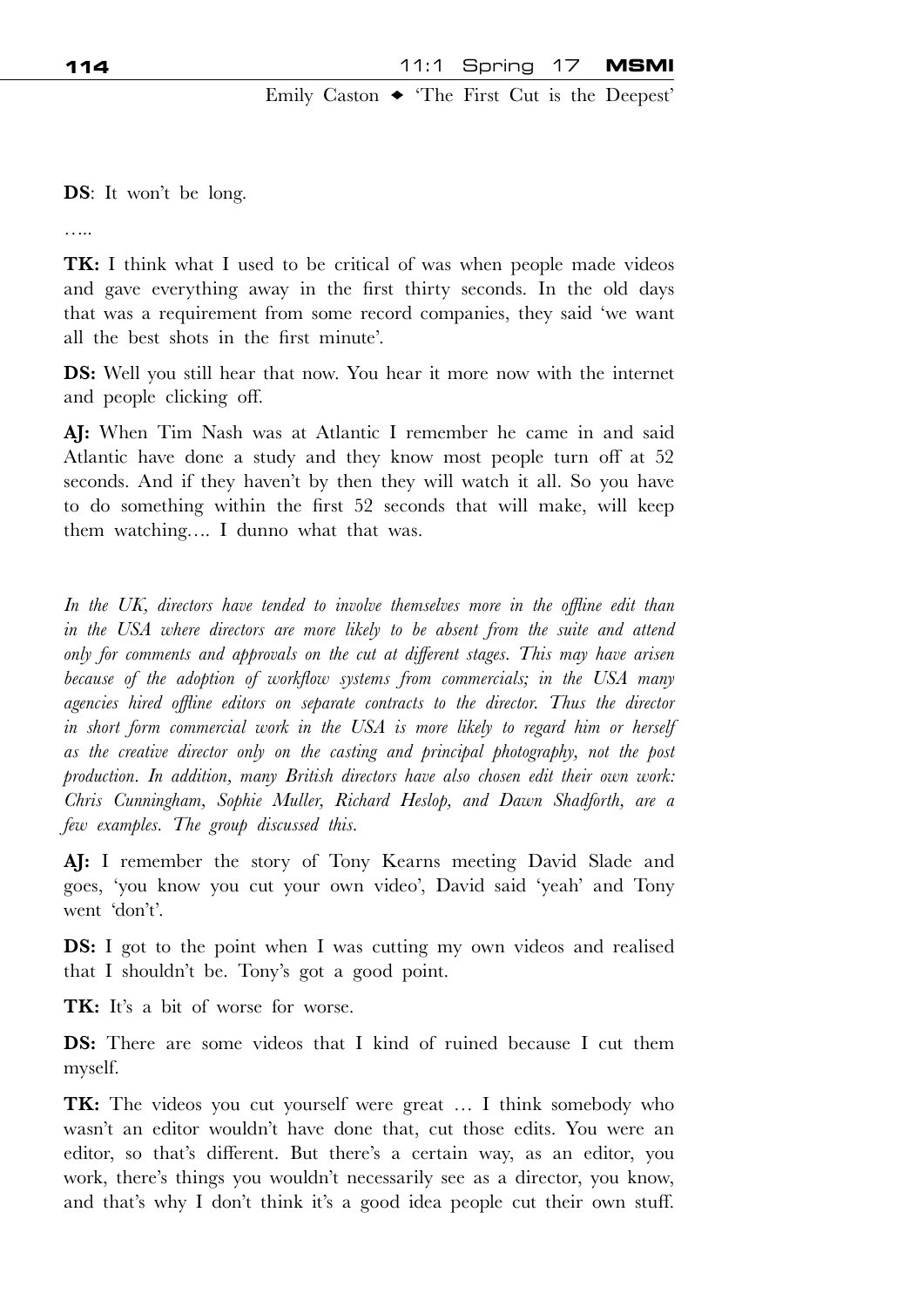**DS**: It won't be long.

…..

**TK:** I think what I used to be critical of was when people made videos and gave everything away in the first thirty seconds. In the old days that was a requirement from some record companies, they said 'we want all the best shots in the first minute'.

**DS:** Well you still hear that now. You hear it more now with the internet and people clicking off.

**AJ:** When Tim Nash was at Atlantic I remember he came in and said Atlantic have done a study and they know most people turn off at 52 seconds. And if they haven't by then they will watch it all. So you have to do something within the first 52 seconds that will make, will keep them watching…. I dunno what that was.

*In the UK, directors have tended to involve themselves more in the offline edit than in the USA where directors are more likely to be absent from the suite and attend only for comments and approvals on the cut at different stages. This may have arisen because of the adoption of workflow systems from commercials; in the USA many agencies hired offline editors on separate contracts to the director. Thus the director in short form commercial work in the USA is more likely to regard him or herself as the creative director only on the casting and principal photography, not the post production. In addition, many British directors have also chosen edit their own work: Chris Cunningham, Sophie Muller, Richard Heslop, and Dawn Shadforth, are a few examples. The group discussed this.*

**AJ:** I remember the story of Tony Kearns meeting David Slade and goes, 'you know you cut your own video', David said 'yeah' and Tony went 'don't'.

**DS:** I got to the point when I was cutting my own videos and realised that I shouldn't be. Tony's got a good point.

**TK:** It's a bit of worse for worse.

**DS:** There are some videos that I kind of ruined because I cut them myself.

**TK:** The videos you cut yourself were great … I think somebody who wasn't an editor wouldn't have done that, cut those edits. You were an editor, so that's different. But there's a certain way, as an editor, you work, there's things you wouldn't necessarily see as a director, you know, and that's why I don't think it's a good idea people cut their own stuff.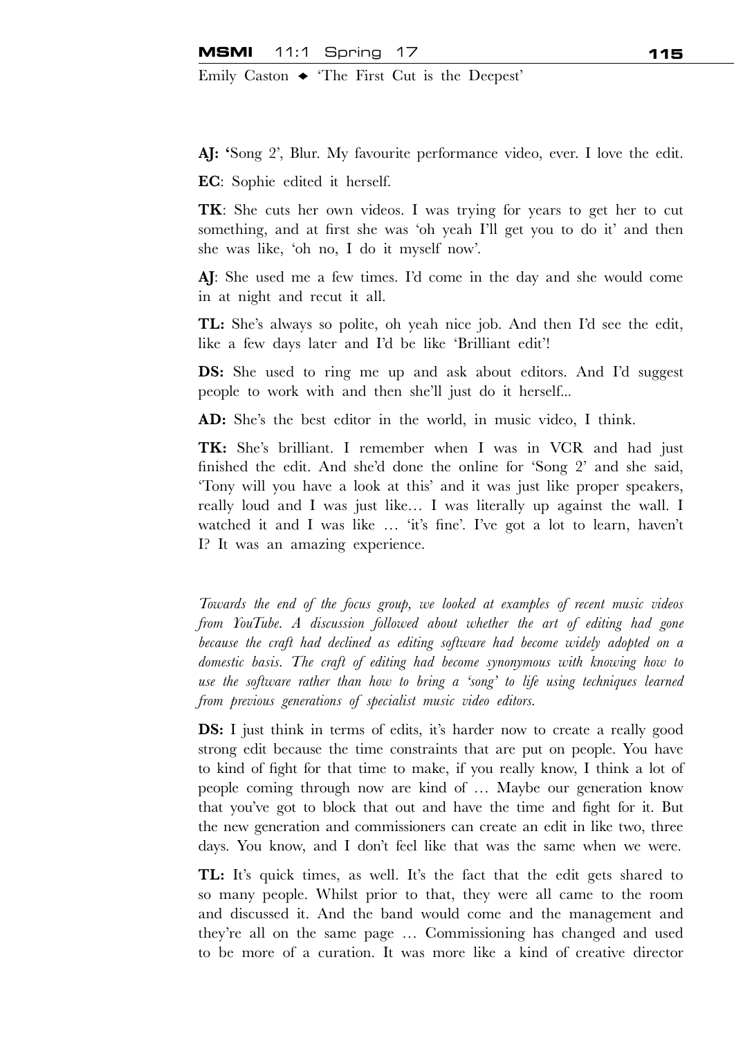**AJ: '**Song 2', Blur. My favourite performance video, ever. I love the edit.

**EC**: Sophie edited it herself.

**TK**: She cuts her own videos. I was trying for years to get her to cut something, and at first she was 'oh yeah I'll get you to do it' and then she was like, 'oh no, I do it myself now'.

**AJ**: She used me a few times. I'd come in the day and she would come in at night and recut it all.

**TL:** She's always so polite, oh yeah nice job. And then I'd see the edit, like a few days later and I'd be like 'Brilliant edit'!

**DS:** She used to ring me up and ask about editors. And I'd suggest people to work with and then she'll just do it herself...

**AD:** She's the best editor in the world, in music video, I think.

**TK:** She's brilliant. I remember when I was in VCR and had just finished the edit. And she'd done the online for 'Song 2' and she said, 'Tony will you have a look at this' and it was just like proper speakers, really loud and I was just like… I was literally up against the wall. I watched it and I was like … 'it's fine'. I've got a lot to learn, haven't I? It was an amazing experience.

*Towards the end of the focus group, we looked at examples of recent music videos from YouTube. A discussion followed about whether the art of editing had gone because the craft had declined as editing software had become widely adopted on a domestic basis. The craft of editing had become synonymous with knowing how to use the software rather than how to bring a 'song' to life using techniques learned from previous generations of specialist music video editors.*

**DS:** I just think in terms of edits, it's harder now to create a really good strong edit because the time constraints that are put on people. You have to kind of fight for that time to make, if you really know, I think a lot of people coming through now are kind of … Maybe our generation know that you've got to block that out and have the time and fight for it. But the new generation and commissioners can create an edit in like two, three days. You know, and I don't feel like that was the same when we were.

**TL:** It's quick times, as well. It's the fact that the edit gets shared to so many people. Whilst prior to that, they were all came to the room and discussed it. And the band would come and the management and they're all on the same page … Commissioning has changed and used to be more of a curation. It was more like a kind of creative director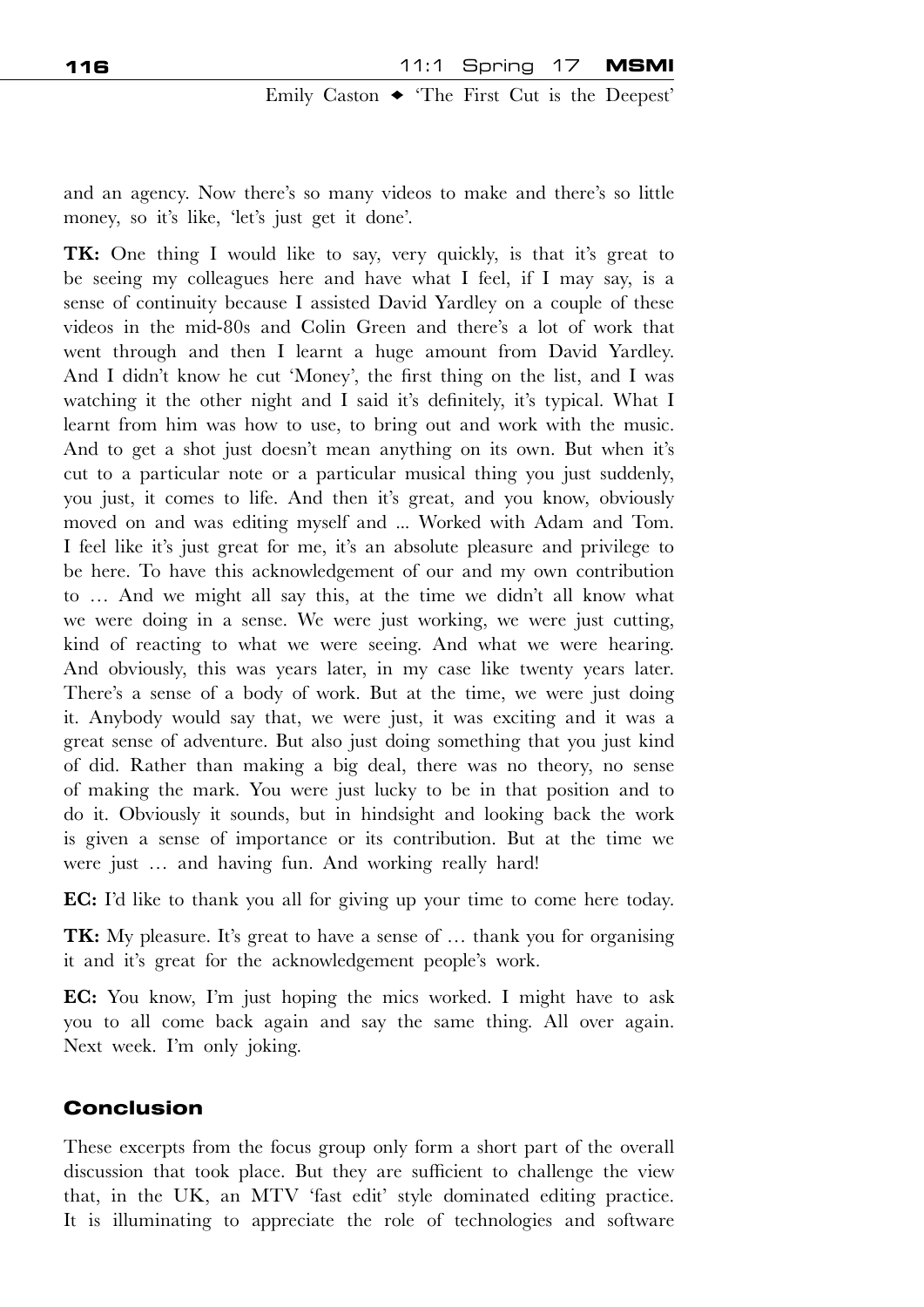and an agency. Now there's so many videos to make and there's so little money, so it's like, 'let's just get it done'.

**TK:** One thing I would like to say, very quickly, is that it's great to be seeing my colleagues here and have what I feel, if I may say, is a sense of continuity because I assisted David Yardley on a couple of these videos in the mid-80s and Colin Green and there's a lot of work that went through and then I learnt a huge amount from David Yardley. And I didn't know he cut 'Money', the first thing on the list, and I was watching it the other night and I said it's definitely, it's typical. What I learnt from him was how to use, to bring out and work with the music. And to get a shot just doesn't mean anything on its own. But when it's cut to a particular note or a particular musical thing you just suddenly, you just, it comes to life. And then it's great, and you know, obviously moved on and was editing myself and ... Worked with Adam and Tom. I feel like it's just great for me, it's an absolute pleasure and privilege to be here. To have this acknowledgement of our and my own contribution to … And we might all say this, at the time we didn't all know what we were doing in a sense. We were just working, we were just cutting, kind of reacting to what we were seeing. And what we were hearing. And obviously, this was years later, in my case like twenty years later. There's a sense of a body of work. But at the time, we were just doing it. Anybody would say that, we were just, it was exciting and it was a great sense of adventure. But also just doing something that you just kind of did. Rather than making a big deal, there was no theory, no sense of making the mark. You were just lucky to be in that position and to do it. Obviously it sounds, but in hindsight and looking back the work is given a sense of importance or its contribution. But at the time we were just … and having fun. And working really hard!

**EC:** I'd like to thank you all for giving up your time to come here today.

**TK:** My pleasure. It's great to have a sense of … thank you for organising it and it's great for the acknowledgement people's work.

**EC:** You know, I'm just hoping the mics worked. I might have to ask you to all come back again and say the same thing. All over again. Next week. I'm only joking.

## Conclusion

These excerpts from the focus group only form a short part of the overall discussion that took place. But they are sufficient to challenge the view that, in the UK, an MTV 'fast edit' style dominated editing practice. It is illuminating to appreciate the role of technologies and software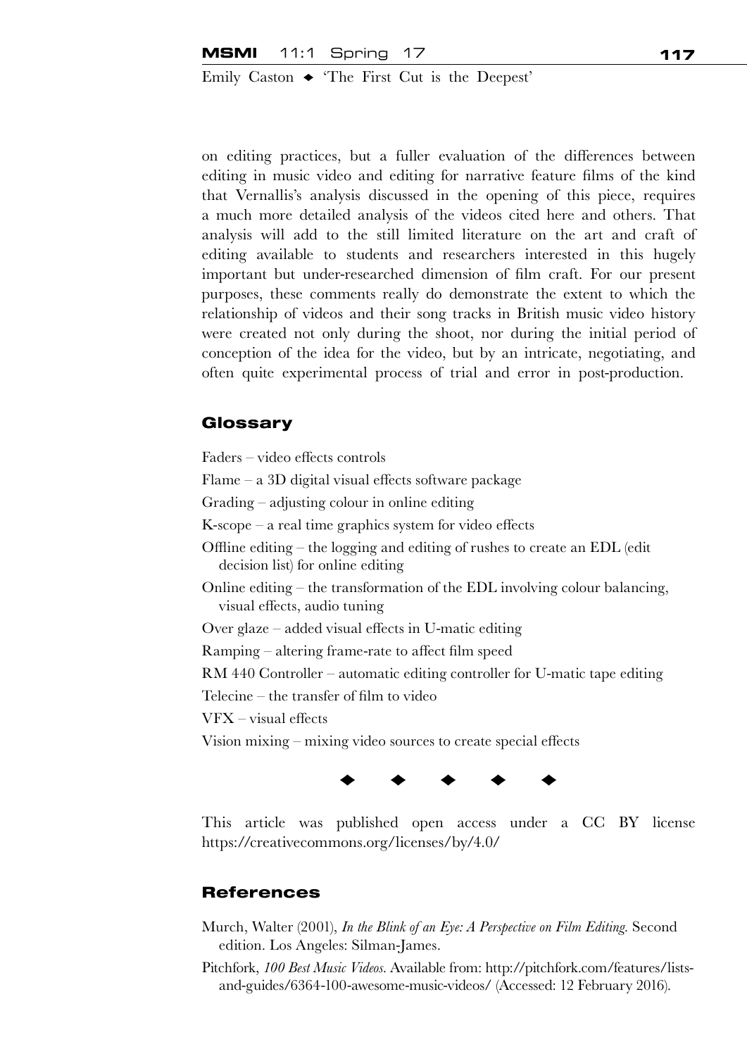on editing practices, but a fuller evaluation of the differences between editing in music video and editing for narrative feature films of the kind that Vernallis's analysis discussed in the opening of this piece, requires a much more detailed analysis of the videos cited here and others. That analysis will add to the still limited literature on the art and craft of editing available to students and researchers interested in this hugely important but under-researched dimension of film craft. For our present purposes, these comments really do demonstrate the extent to which the relationship of videos and their song tracks in British music video history were created not only during the shoot, nor during the initial period of conception of the idea for the video, but by an intricate, negotiating, and often quite experimental process of trial and error in post-production.

## Glossary

Faders – video effects controls

Flame – a 3D digital visual effects software package

Grading – adjusting colour in online editing

K-scope – a real time graphics system for video effects

Offline editing – the logging and editing of rushes to create an EDL (edit decision list) for online editing

Online editing – the transformation of the EDL involving colour balancing, visual effects, audio tuning

Over glaze – added visual effects in U-matic editing

Ramping – altering frame-rate to affect film speed

RM 440 Controller – automatic editing controller for U-matic tape editing

Telecine – the transfer of film to video

VFX – visual effects

Vision mixing – mixing video sources to create special effects

◆ ◆ ◆ ◆ ◆

This article was published open access under a CC BY license https://creativecommons.org/licenses/by/4.0/

## References

Murch, Walter (2001), *In the Blink of an Eye: A Perspective on Film Editing*. Second edition. Los Angeles: Silman-James.

Pitchfork, *100 Best Music Videos*. Available from: http://pitchfork.com/features/lists-and-guides/6364-100-awesome-music-videos/ (Accessed: 12 February 2016).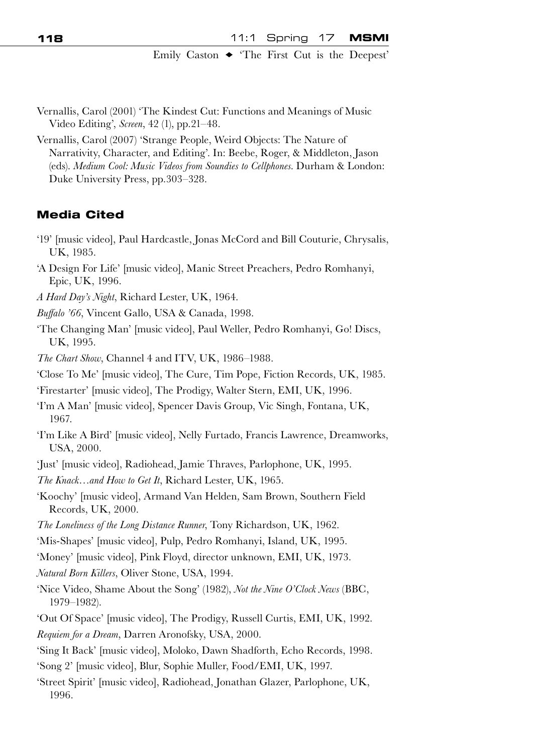Vernallis, Carol (2001) 'The Kindest Cut: Functions and Meanings of Music Video Editing', *Screen*, 42 (1), pp.21–48.

Vernallis, Carol (2007) 'Strange People, Weird Objects: The Nature of Narrativity, Character, and Editing'. In: Beebe, Roger, & Middleton, Jason (eds). *Medium Cool: Music Videos from Soundies to Cellphones*. Durham & London: Duke University Press, pp.303–328.

## Media Cited

'19' [music video], Paul Hardcastle, Jonas McCord and Bill Couturie, Chrysalis, UK, 1985.

'A Design For Life' [music video], Manic Street Preachers, Pedro Romhanyi, Epic, UK, 1996.

*A Hard Day's Night*, Richard Lester, UK, 1964.

*Buffalo '66*, Vincent Gallo, USA & Canada, 1998.

'The Changing Man' [music video], Paul Weller, Pedro Romhanyi, Go! Discs, UK, 1995.

*The Chart Show*, Channel 4 and ITV, UK, 1986–1988.

'Close To Me' [music video], The Cure, Tim Pope, Fiction Records, UK, 1985.

'Firestarter' [music video], The Prodigy, Walter Stern, EMI, UK, 1996.

'I'm A Man' [music video], Spencer Davis Group, Vic Singh, Fontana, UK, 1967.

'I'm Like A Bird' [music video], Nelly Furtado, Francis Lawrence, Dreamworks, USA, 2000.

'Just' [music video], Radiohead, Jamie Thraves, Parlophone, UK, 1995.

*The Knack…and How to Get It*, Richard Lester, UK, 1965.

'Koochy' [music video], Armand Van Helden, Sam Brown, Southern Field Records, UK, 2000.

*The Loneliness of the Long Distance Runner*, Tony Richardson, UK, 1962.

'Mis-Shapes' [music video], Pulp, Pedro Romhanyi, Island, UK, 1995.

'Money' [music video], Pink Floyd, director unknown, EMI, UK, 1973.

*Natural Born Killers*, Oliver Stone, USA, 1994.

'Nice Video, Shame About the Song' (1982), *Not the Nine O'Clock News* (BBC, 1979–1982).

'Out Of Space' [music video], The Prodigy, Russell Curtis, EMI, UK, 1992.

*Requiem for a Dream*, Darren Aronofsky, USA, 2000.

'Sing It Back' [music video], Moloko, Dawn Shadforth, Echo Records, 1998.

'Song 2' [music video], Blur, Sophie Muller, Food/EMI, UK, 1997.

'Street Spirit' [music video], Radiohead, Jonathan Glazer, Parlophone, UK, 1996.